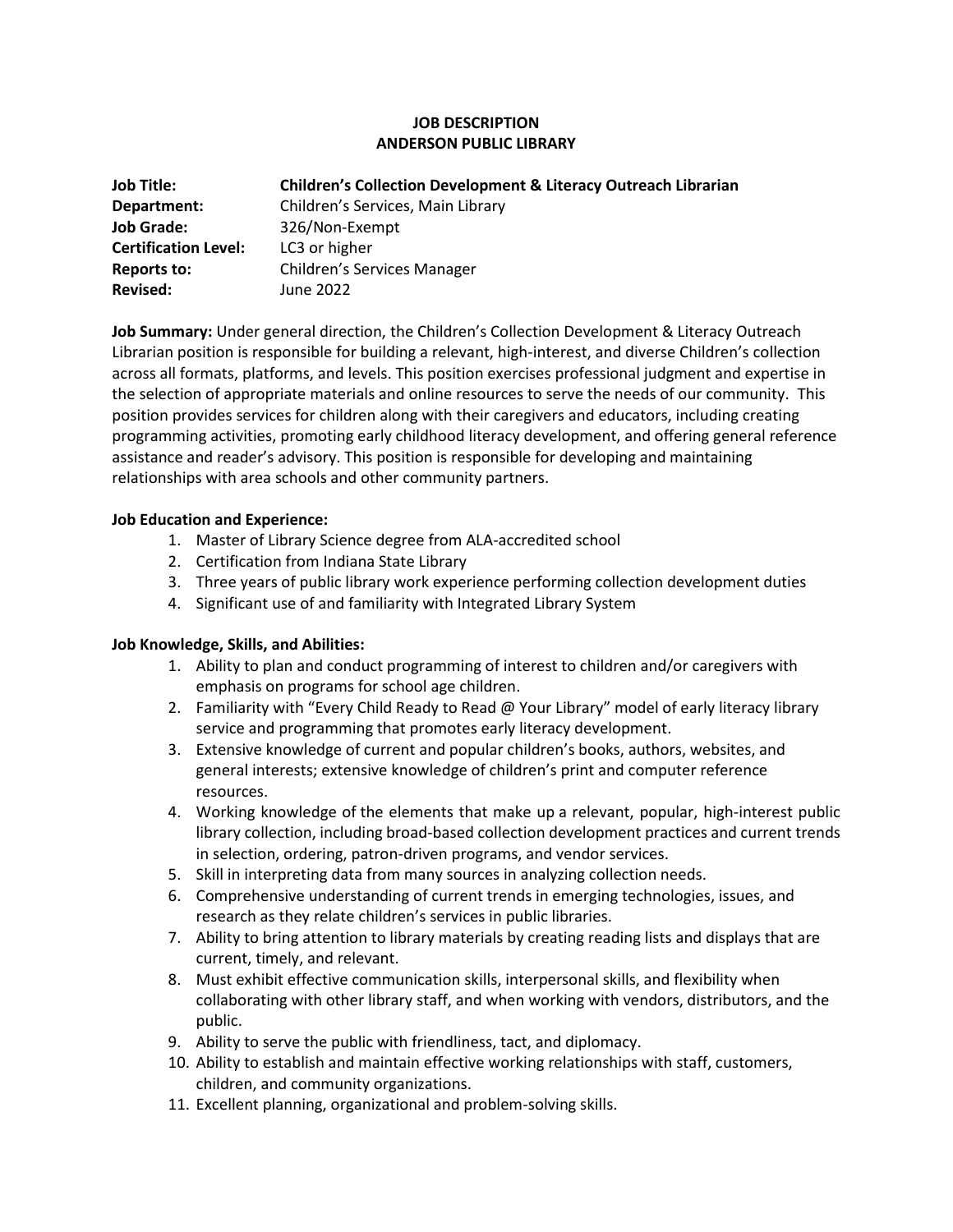# JOB DESCRIPTION
# ANDERSON PUBLIC LIBRARY

**Job Title:** **Children's Collection Development & Literacy Outreach Librarian**
**Department:** Children's Services, Main Library
**Job Grade:** 326/Non-Exempt
**Certification Level:** LC3 or higher
**Reports to:** Children's Services Manager
**Revised:** June 2022

**Job Summary:** Under general direction, the Children's Collection Development & Literacy Outreach Librarian position is responsible for building a relevant, high-interest, and diverse Children's collection across all formats, platforms, and levels. This position exercises professional judgment and expertise in the selection of appropriate materials and online resources to serve the needs of our community. This position provides services for children along with their caregivers and educators, including creating programming activities, promoting early childhood literacy development, and offering general reference assistance and reader's advisory. This position is responsible for developing and maintaining relationships with area schools and other community partners.

**Job Education and Experience:**

1. Master of Library Science degree from ALA-accredited school
2. Certification from Indiana State Library
3. Three years of public library work experience performing collection development duties
4. Significant use of and familiarity with Integrated Library System

**Job Knowledge, Skills, and Abilities:**

1. Ability to plan and conduct programming of interest to children and/or caregivers with emphasis on programs for school age children.
2. Familiarity with "Every Child Ready to Read @ Your Library" model of early literacy library service and programming that promotes early literacy development.
3. Extensive knowledge of current and popular children's books, authors, websites, and general interests; extensive knowledge of children's print and computer reference resources.
4. Working knowledge of the elements that make up a relevant, popular, high-interest public library collection, including broad-based collection development practices and current trends in selection, ordering, patron-driven programs, and vendor services.
5. Skill in interpreting data from many sources in analyzing collection needs.
6. Comprehensive understanding of current trends in emerging technologies, issues, and research as they relate children's services in public libraries.
7. Ability to bring attention to library materials by creating reading lists and displays that are current, timely, and relevant.
8. Must exhibit effective communication skills, interpersonal skills, and flexibility when collaborating with other library staff, and when working with vendors, distributors, and the public.
9. Ability to serve the public with friendliness, tact, and diplomacy.
10. Ability to establish and maintain effective working relationships with staff, customers, children, and community organizations.
11. Excellent planning, organizational and problem-solving skills.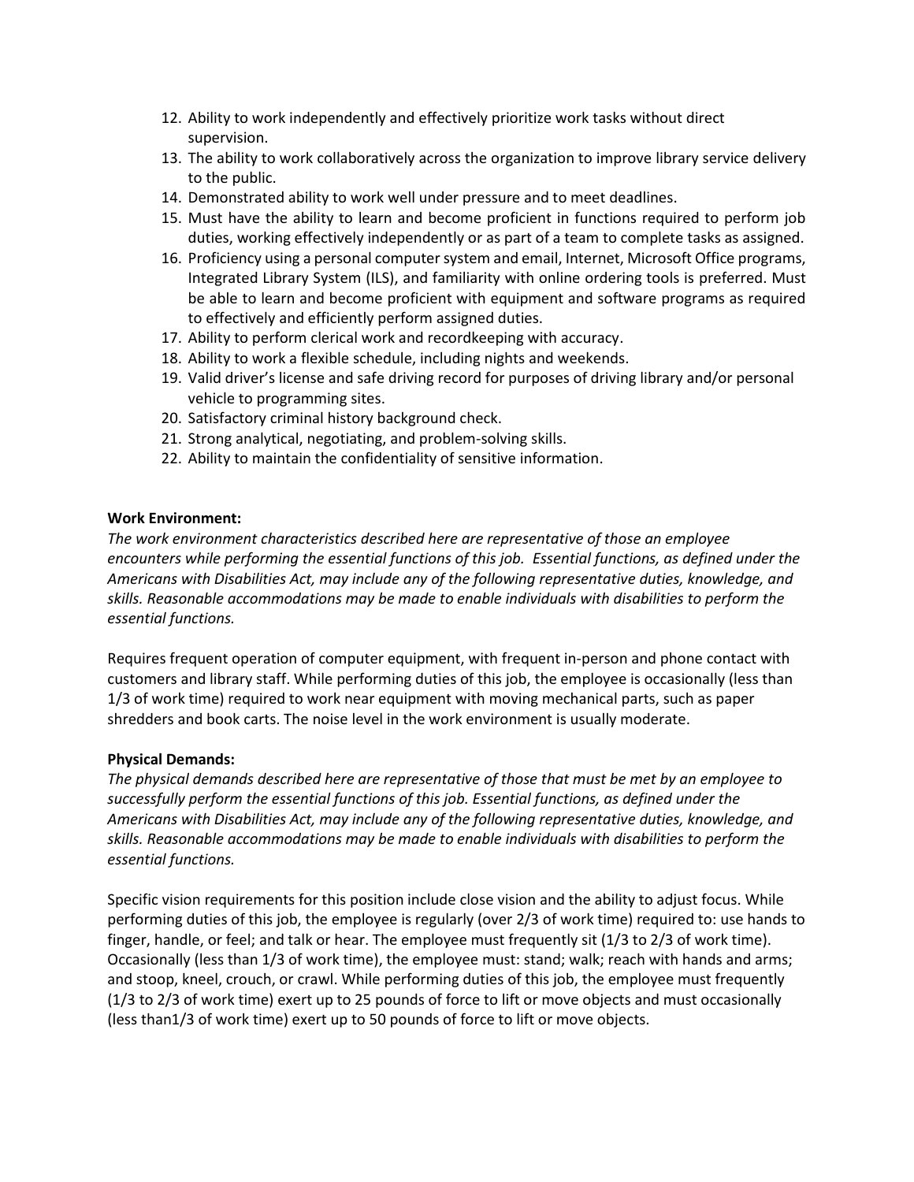12. Ability to work independently and effectively prioritize work tasks without direct supervision.
13. The ability to work collaboratively across the organization to improve library service delivery to the public.
14. Demonstrated ability to work well under pressure and to meet deadlines.
15. Must have the ability to learn and become proficient in functions required to perform job duties, working effectively independently or as part of a team to complete tasks as assigned.
16. Proficiency using a personal computer system and email, Internet, Microsoft Office programs, Integrated Library System (ILS), and familiarity with online ordering tools is preferred. Must be able to learn and become proficient with equipment and software programs as required to effectively and efficiently perform assigned duties.
17. Ability to perform clerical work and recordkeeping with accuracy.
18. Ability to work a flexible schedule, including nights and weekends.
19. Valid driver's license and safe driving record for purposes of driving library and/or personal vehicle to programming sites.
20. Satisfactory criminal history background check.
21. Strong analytical, negotiating, and problem-solving skills.
22. Ability to maintain the confidentiality of sensitive information.

**Work Environment:**

*The work environment characteristics described here are representative of those an employee encounters while performing the essential functions of this job. Essential functions, as defined under the Americans with Disabilities Act, may include any of the following representative duties, knowledge, and skills. Reasonable accommodations may be made to enable individuals with disabilities to perform the essential functions.*

Requires frequent operation of computer equipment, with frequent in-person and phone contact with customers and library staff. While performing duties of this job, the employee is occasionally (less than 1/3 of work time) required to work near equipment with moving mechanical parts, such as paper shredders and book carts. The noise level in the work environment is usually moderate.

**Physical Demands:**

*The physical demands described here are representative of those that must be met by an employee to successfully perform the essential functions of this job. Essential functions, as defined under the Americans with Disabilities Act, may include any of the following representative duties, knowledge, and skills. Reasonable accommodations may be made to enable individuals with disabilities to perform the essential functions.*

Specific vision requirements for this position include close vision and the ability to adjust focus. While performing duties of this job, the employee is regularly (over 2/3 of work time) required to: use hands to finger, handle, or feel; and talk or hear. The employee must frequently sit (1/3 to 2/3 of work time). Occasionally (less than 1/3 of work time), the employee must: stand; walk; reach with hands and arms; and stoop, kneel, crouch, or crawl. While performing duties of this job, the employee must frequently (1/3 to 2/3 of work time) exert up to 25 pounds of force to lift or move objects and must occasionally (less than1/3 of work time) exert up to 50 pounds of force to lift or move objects.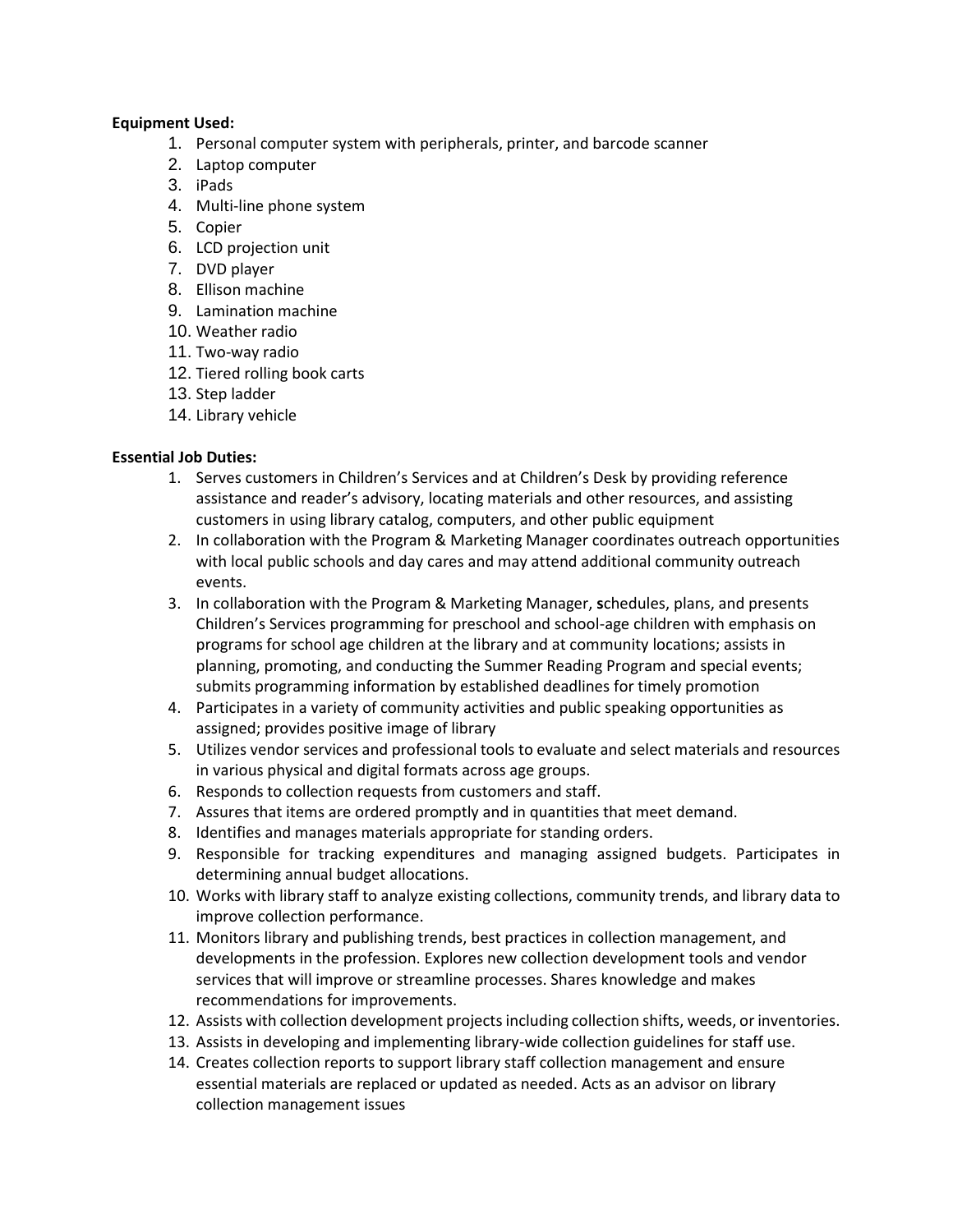**Equipment Used:**

1. Personal computer system with peripherals, printer, and barcode scanner
2. Laptop computer
3. iPads
4. Multi-line phone system
5. Copier
6. LCD projection unit
7. DVD player
8. Ellison machine
9. Lamination machine
10. Weather radio
11. Two-way radio
12. Tiered rolling book carts
13. Step ladder
14. Library vehicle

**Essential Job Duties:**

1. Serves customers in Children's Services and at Children's Desk by providing reference assistance and reader's advisory, locating materials and other resources, and assisting customers in using library catalog, computers, and other public equipment
2. In collaboration with the Program & Marketing Manager coordinates outreach opportunities with local public schools and day cares and may attend additional community outreach events.
3. In collaboration with the Program & Marketing Manager, **s**chedules, plans, and presents Children's Services programming for preschool and school-age children with emphasis on programs for school age children at the library and at community locations; assists in planning, promoting, and conducting the Summer Reading Program and special events; submits programming information by established deadlines for timely promotion
4. Participates in a variety of community activities and public speaking opportunities as assigned; provides positive image of library
5. Utilizes vendor services and professional tools to evaluate and select materials and resources in various physical and digital formats across age groups.
6. Responds to collection requests from customers and staff.
7. Assures that items are ordered promptly and in quantities that meet demand.
8. Identifies and manages materials appropriate for standing orders.
9. Responsible for tracking expenditures and managing assigned budgets. Participates in determining annual budget allocations.
10. Works with library staff to analyze existing collections, community trends, and library data to improve collection performance.
11. Monitors library and publishing trends, best practices in collection management, and developments in the profession. Explores new collection development tools and vendor services that will improve or streamline processes. Shares knowledge and makes recommendations for improvements.
12. Assists with collection development projects including collection shifts, weeds, or inventories.
13. Assists in developing and implementing library-wide collection guidelines for staff use.
14. Creates collection reports to support library staff collection management and ensure essential materials are replaced or updated as needed. Acts as an advisor on library collection management issues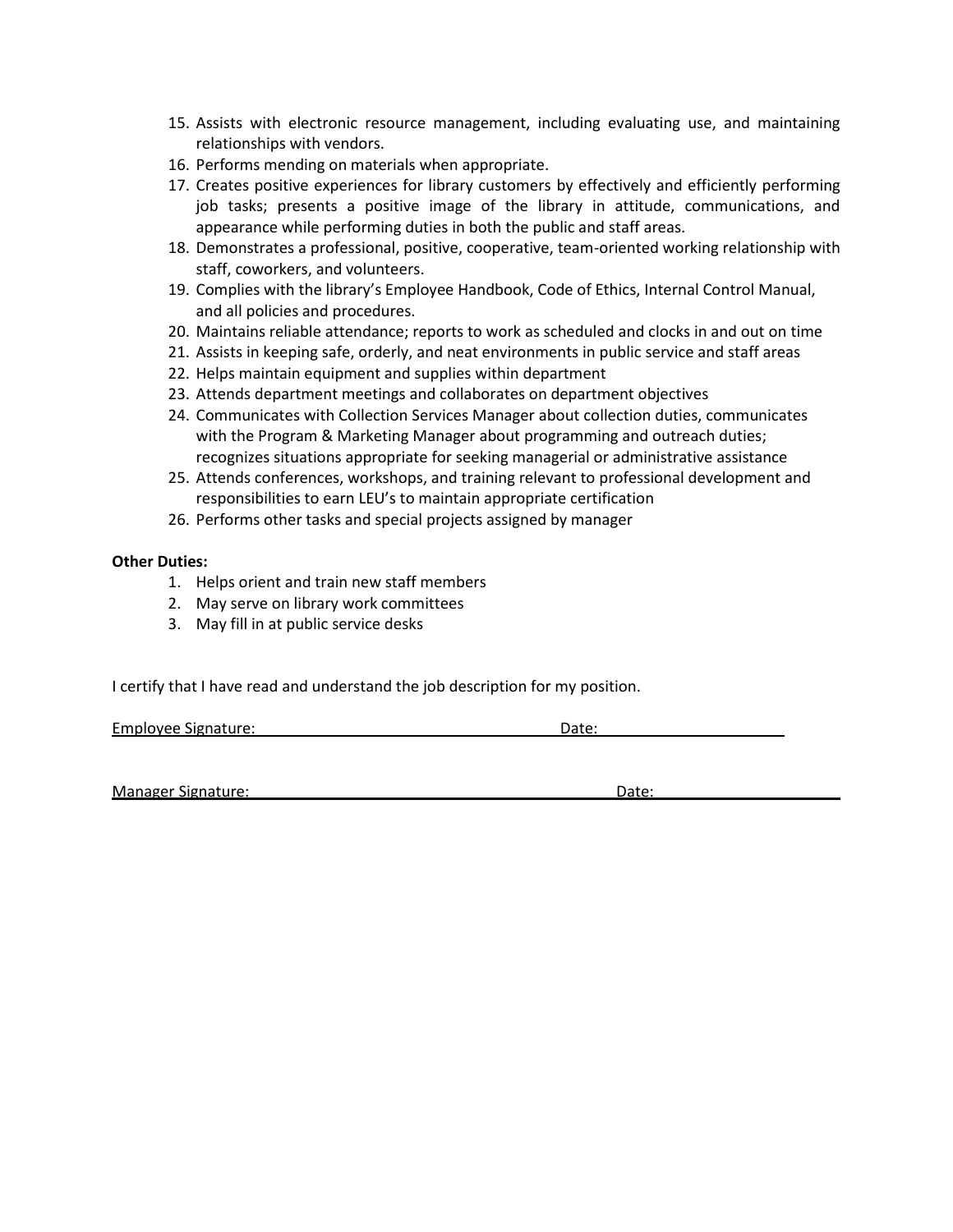15. Assists with electronic resource management, including evaluating use, and maintaining relationships with vendors.
16. Performs mending on materials when appropriate.
17. Creates positive experiences for library customers by effectively and efficiently performing job tasks; presents a positive image of the library in attitude, communications, and appearance while performing duties in both the public and staff areas.
18. Demonstrates a professional, positive, cooperative, team-oriented working relationship with staff, coworkers, and volunteers.
19. Complies with the library's Employee Handbook, Code of Ethics, Internal Control Manual, and all policies and procedures.
20. Maintains reliable attendance; reports to work as scheduled and clocks in and out on time
21. Assists in keeping safe, orderly, and neat environments in public service and staff areas
22. Helps maintain equipment and supplies within department
23. Attends department meetings and collaborates on department objectives
24. Communicates with Collection Services Manager about collection duties, communicates with the Program & Marketing Manager about programming and outreach duties; recognizes situations appropriate for seeking managerial or administrative assistance
25. Attends conferences, workshops, and training relevant to professional development and responsibilities to earn LEU's to maintain appropriate certification
26. Performs other tasks and special projects assigned by manager

**Other Duties:**

1. Helps orient and train new staff members
2. May serve on library work committees
3. May fill in at public service desks

I certify that I have read and understand the job description for my position.

Employee Signature: ______________________________ Date: ____________________

Manager Signature: ______________________________ Date: ____________________